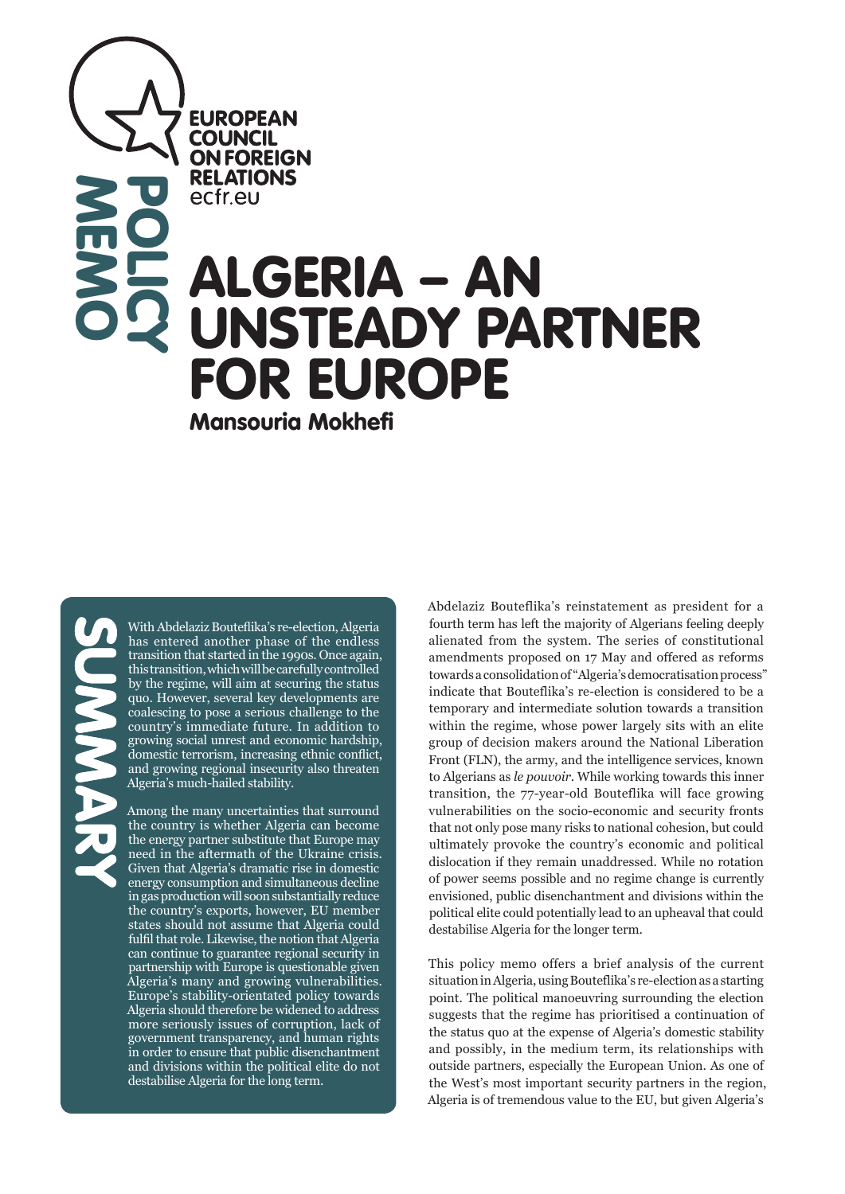EUROPEAN COUNCIL ON FOREIGN RELATIONS
ecfr.eu

POLICY MEMO

# ALGERIA – AN UNSTEADY PARTNER FOR EUROPE

**Mansouria Mokhefi**

## SUMMARY

With Abdelaziz Bouteflika's re-election, Algeria has entered another phase of the endless transition that started in the 1990s. Once again, this transition, which will be carefully controlled by the regime, will aim at securing the status quo. However, several key developments are coalescing to pose a serious challenge to the country's immediate future. In addition to growing social unrest and economic hardship, domestic terrorism, increasing ethnic conflict, and growing regional insecurity also threaten Algeria's much-hailed stability.

Among the many uncertainties that surround the country is whether Algeria can become the energy partner substitute that Europe may need in the aftermath of the Ukraine crisis. Given that Algeria's dramatic rise in domestic energy consumption and simultaneous decline in gas production will soon substantially reduce the country's exports, however, EU member states should not assume that Algeria could fulfil that role. Likewise, the notion that Algeria can continue to guarantee regional security in partnership with Europe is questionable given Algeria's many and growing vulnerabilities. Europe's stability-orientated policy towards Algeria should therefore be widened to address more seriously issues of corruption, lack of government transparency, and human rights in order to ensure that public disenchantment and divisions within the political elite do not destabilise Algeria for the long term.

Abdelaziz Bouteflika's reinstatement as president for a fourth term has left the majority of Algerians feeling deeply alienated from the system. The series of constitutional amendments proposed on 17 May and offered as reforms towards a consolidation of "Algeria's democratisation process" indicate that Bouteflika's re-election is considered to be a temporary and intermediate solution towards a transition within the regime, whose power largely sits with an elite group of decision makers around the National Liberation Front (FLN), the army, and the intelligence services, known to Algerians as *le pouvoir*. While working towards this inner transition, the 77-year-old Bouteflika will face growing vulnerabilities on the socio-economic and security fronts that not only pose many risks to national cohesion, but could ultimately provoke the country's economic and political dislocation if they remain unaddressed. While no rotation of power seems possible and no regime change is currently envisioned, public disenchantment and divisions within the political elite could potentially lead to an upheaval that could destabilise Algeria for the longer term.

This policy memo offers a brief analysis of the current situation in Algeria, using Bouteflika's re-election as a starting point. The political manoeuvring surrounding the election suggests that the regime has prioritised a continuation of the status quo at the expense of Algeria's domestic stability and possibly, in the medium term, its relationships with outside partners, especially the European Union. As one of the West's most important security partners in the region, Algeria is of tremendous value to the EU, but given Algeria's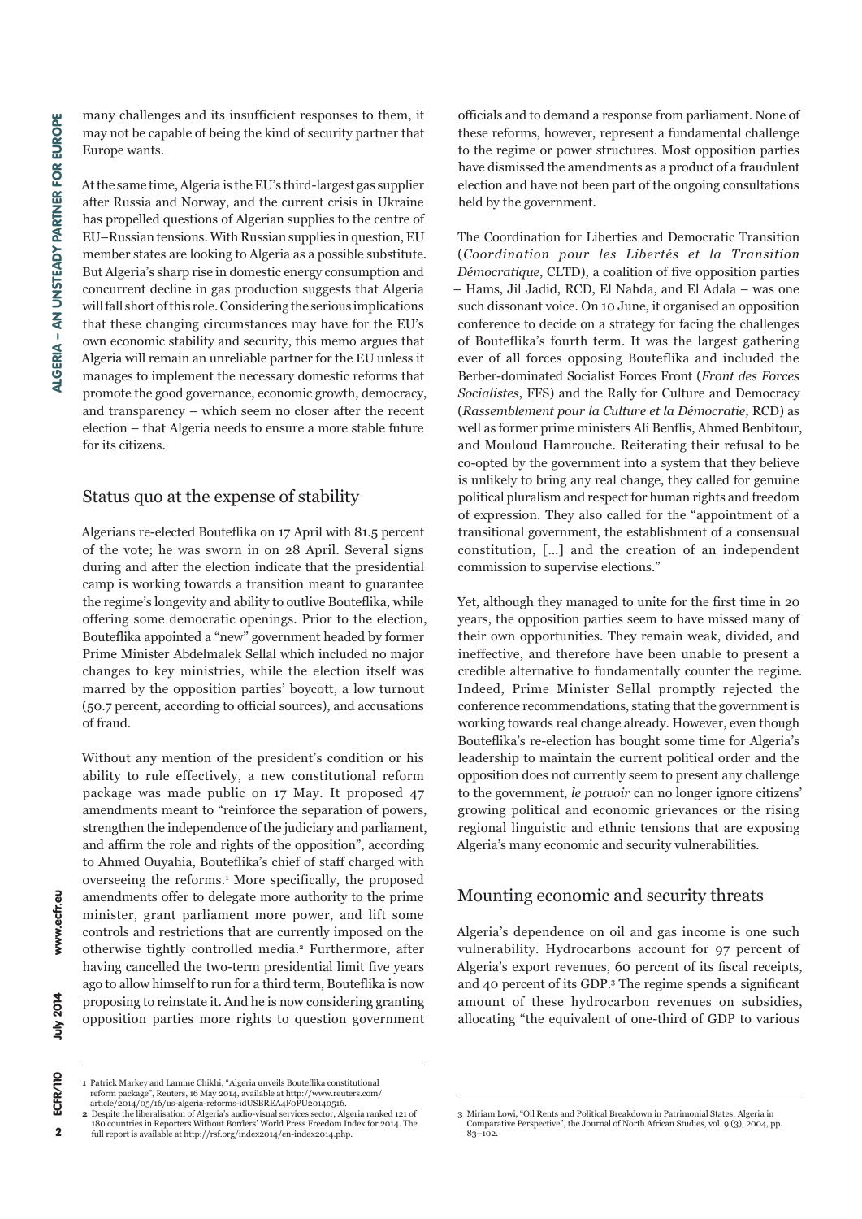many challenges and its insufficient responses to them, it may not be capable of being the kind of security partner that Europe wants.

At the same time, Algeria is the EU's third-largest gas supplier after Russia and Norway, and the current crisis in Ukraine has propelled questions of Algerian supplies to the centre of EU–Russian tensions. With Russian supplies in question, EU member states are looking to Algeria as a possible substitute. But Algeria's sharp rise in domestic energy consumption and concurrent decline in gas production suggests that Algeria will fall short of this role. Considering the serious implications that these changing circumstances may have for the EU's own economic stability and security, this memo argues that Algeria will remain an unreliable partner for the EU unless it manages to implement the necessary domestic reforms that promote the good governance, economic growth, democracy, and transparency – which seem no closer after the recent election – that Algeria needs to ensure a more stable future for its citizens.

## Status quo at the expense of stability

Algerians re-elected Bouteflika on 17 April with 81.5 percent of the vote; he was sworn in on 28 April. Several signs during and after the election indicate that the presidential camp is working towards a transition meant to guarantee the regime's longevity and ability to outlive Bouteflika, while offering some democratic openings. Prior to the election, Bouteflika appointed a "new" government headed by former Prime Minister Abdelmalek Sellal which included no major changes to key ministries, while the election itself was marred by the opposition parties' boycott, a low turnout (50.7 percent, according to official sources), and accusations of fraud.

Without any mention of the president's condition or his ability to rule effectively, a new constitutional reform package was made public on 17 May. It proposed 47 amendments meant to "reinforce the separation of powers, strengthen the independence of the judiciary and parliament, and affirm the role and rights of the opposition", according to Ahmed Ouyahia, Bouteflika's chief of staff charged with overseeing the reforms.[1] More specifically, the proposed amendments offer to delegate more authority to the prime minister, grant parliament more power, and lift some controls and restrictions that are currently imposed on the otherwise tightly controlled media.[2] Furthermore, after having cancelled the two-term presidential limit five years ago to allow himself to run for a third term, Bouteflika is now proposing to reinstate it. And he is now considering granting opposition parties more rights to question government officials and to demand a response from parliament. None of these reforms, however, represent a fundamental challenge to the regime or power structures. Most opposition parties have dismissed the amendments as a product of a fraudulent election and have not been part of the ongoing consultations held by the government.

The Coordination for Liberties and Democratic Transition (*Coordination pour les Libertés et la Transition Démocratique*, CLTD), a coalition of five opposition parties – Hams, Jil Jadid, RCD, El Nahda, and El Adala – was one such dissonant voice. On 10 June, it organised an opposition conference to decide on a strategy for facing the challenges of Bouteflika's fourth term. It was the largest gathering ever of all forces opposing Bouteflika and included the Berber-dominated Socialist Forces Front (*Front des Forces Socialistes*, FFS) and the Rally for Culture and Democracy (*Rassemblement pour la Culture et la Démocratie*, RCD) as well as former prime ministers Ali Benflis, Ahmed Benbitour, and Mouloud Hamrouche. Reiterating their refusal to be co-opted by the government into a system that they believe is unlikely to bring any real change, they called for genuine political pluralism and respect for human rights and freedom of expression. They also called for the "appointment of a transitional government, the establishment of a consensual constitution, [...] and the creation of an independent commission to supervise elections."

Yet, although they managed to unite for the first time in 20 years, the opposition parties seem to have missed many of their own opportunities. They remain weak, divided, and ineffective, and therefore have been unable to present a credible alternative to fundamentally counter the regime. Indeed, Prime Minister Sellal promptly rejected the conference recommendations, stating that the government is working towards real change already. However, even though Bouteflika's re-election has bought some time for Algeria's leadership to maintain the current political order and the opposition does not currently seem to present any challenge to the government, *le pouvoir* can no longer ignore citizens' growing political and economic grievances or the rising regional linguistic and ethnic tensions that are exposing Algeria's many economic and security vulnerabilities.

## Mounting economic and security threats

Algeria's dependence on oil and gas income is one such vulnerability. Hydrocarbons account for 97 percent of Algeria's export revenues, 60 percent of its fiscal receipts, and 40 percent of its GDP.[3] The regime spends a significant amount of these hydrocarbon revenues on subsidies, allocating "the equivalent of one-third of GDP to various

---

1 Patrick Markey and Lamine Chikhi, "Algeria unveils Bouteflika constitutional reform package", Reuters, 16 May 2014, available at http://www.reuters.com/article/2014/05/16/us-algeria-reforms-idUSBREA4F0PU20140516.

2 Despite the liberalisation of Algeria's audio-visual services sector, Algeria ranked 121 of 180 countries in Reporters Without Borders' World Press Freedom Index for 2014. The full report is available at http://rsf.org/index2014/en-index2014.php.

3 Miriam Lowi, "Oil Rents and Political Breakdown in Patrimonial States: Algeria in Comparative Perspective", the Journal of North African Studies, vol. 9 (3), 2004, pp. 83–102.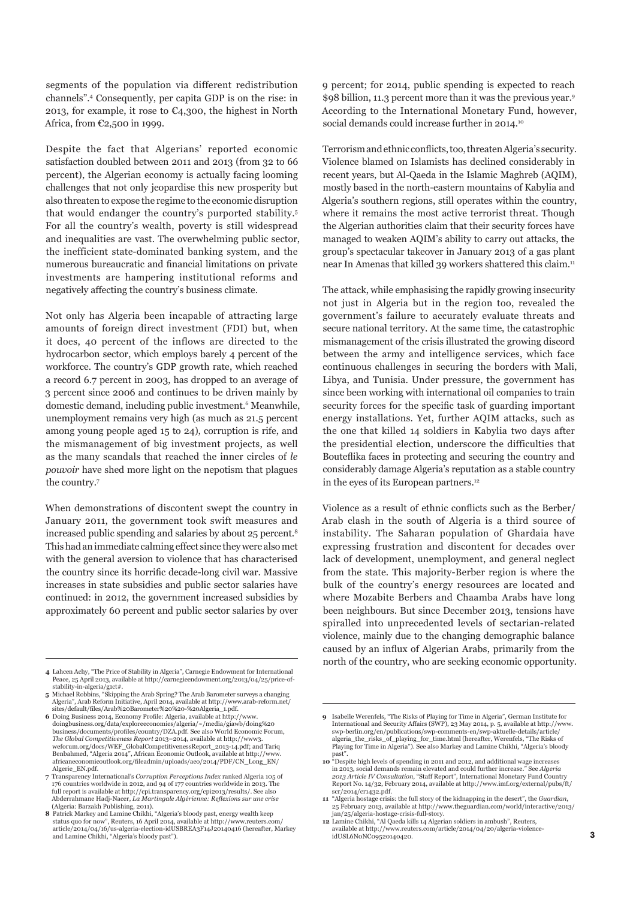segments of the population via different redistribution channels".[4] Consequently, per capita GDP is on the rise: in 2013, for example, it rose to €4,300, the highest in North Africa, from €2,500 in 1999.

Despite the fact that Algerians' reported economic satisfaction doubled between 2011 and 2013 (from 32 to 66 percent), the Algerian economy is actually facing looming challenges that not only jeopardise this new prosperity but also threaten to expose the regime to the economic disruption that would endanger the country's purported stability.[5] For all the country's wealth, poverty is still widespread and inequalities are vast. The overwhelming public sector, the inefficient state-dominated banking system, and the numerous bureaucratic and financial limitations on private investments are hampering institutional reforms and negatively affecting the country's business climate.

Not only has Algeria been incapable of attracting large amounts of foreign direct investment (FDI) but, when it does, 40 percent of the inflows are directed to the hydrocarbon sector, which employs barely 4 percent of the workforce. The country's GDP growth rate, which reached a record 6.7 percent in 2003, has dropped to an average of 3 percent since 2006 and continues to be driven mainly by domestic demand, including public investment.[6] Meanwhile, unemployment remains very high (as much as 21.5 percent among young people aged 15 to 24), corruption is rife, and the mismanagement of big investment projects, as well as the many scandals that reached the inner circles of *le pouvoir* have shed more light on the nepotism that plagues the country.[7]

When demonstrations of discontent swept the country in January 2011, the government took swift measures and increased public spending and salaries by about 25 percent.[8] This had an immediate calming effect since they were also met with the general aversion to violence that has characterised the country since its horrific decade-long civil war. Massive increases in state subsidies and public sector salaries have continued: in 2012, the government increased subsidies by approximately 60 percent and public sector salaries by over 9 percent; for 2014, public spending is expected to reach \$98 billion, 11.3 percent more than it was the previous year.[9] According to the International Monetary Fund, however, social demands could increase further in 2014.[10]

Terrorism and ethnic conflicts, too, threaten Algeria's security. Violence blamed on Islamists has declined considerably in recent years, but Al-Qaeda in the Islamic Maghreb (AQIM), mostly based in the north-eastern mountains of Kabylia and Algeria's southern regions, still operates within the country, where it remains the most active terrorist threat. Though the Algerian authorities claim that their security forces have managed to weaken AQIM's ability to carry out attacks, the group's spectacular takeover in January 2013 of a gas plant near In Amenas that killed 39 workers shattered this claim.[11]

The attack, while emphasising the rapidly growing insecurity not just in Algeria but in the region too, revealed the government's failure to accurately evaluate threats and secure national territory. At the same time, the catastrophic mismanagement of the crisis illustrated the growing discord between the army and intelligence services, which face continuous challenges in securing the borders with Mali, Libya, and Tunisia. Under pressure, the government has since been working with international oil companies to train security forces for the specific task of guarding important energy installations. Yet, further AQIM attacks, such as the one that killed 14 soldiers in Kabylia two days after the presidential election, underscore the difficulties that Bouteflika faces in protecting and securing the country and considerably damage Algeria's reputation as a stable country in the eyes of its European partners.[12]

Violence as a result of ethnic conflicts such as the Berber/Arab clash in the south of Algeria is a third source of instability. The Saharan population of Ghardaia have expressing frustration and discontent for decades over lack of development, unemployment, and general neglect from the state. This majority-Berber region is where the bulk of the country's energy resources are located and where Mozabite Berbers and Chaamba Arabs have long been neighbours. But since December 2013, tensions have spiralled into unprecedented levels of sectarian-related violence, mainly due to the changing demographic balance caused by an influx of Algerian Arabs, primarily from the north of the country, who are seeking economic opportunity.

---

**4** Lahcen Achy, "The Price of Stability in Algeria", Carnegie Endowment for International Peace, 25 April 2013, available at http://carnegieendowment.org/2013/04/25/price-of-stability-in-algeria/g1ct#.

**5** Michael Robbins, "Skipping the Arab Spring? The Arab Barometer surveys a changing Algeria", Arab Reform Initiative, April 2014, available at http://www.arab-reform.net/sites/default/files/Arab%20Barometer%20%20-%20Algeria_1.pdf.

**6** Doing Business 2014, Economy Profile: Algeria, available at http://www.doingbusiness.org/data/exploreeconomies/algeria/~/media/giawb/doing%20business/documents/profiles/country/DZA.pdf. See also World Economic Forum, *The Global Competitiveness Report* 2013–2014, available at http://www3.weforum.org/docs/WEF_GlobalCompetitivenessReport_2013-14.pdf; and Tariq Benbahmed, "Algeria 2014", African Economic Outlook, available at http://www.africaneconomicoutlook.org/fileadmin/uploads/aeo/2014/PDF/CN_Long_EN/Algerie_EN.pdf.

**7** Transparency International's *Corruption Perceptions Index* ranked Algeria 105 of 176 countries worldwide in 2012, and 94 of 177 countries worldwide in 2013. The full report is available at http://cpi.transparency.org/cpi2013/results/. See also Abderrahmane Hadj-Nacer, *La Martingale Algérienne: Reflexions sur une crise* (Algeria: Barzakh Publishing, 2011).

**8** Patrick Markey and Lamine Chikhi, "Algeria's bloody past, energy wealth keep status quo for now", Reuters, 16 April 2014, available at http://www.reuters.com/article/2014/04/16/us-algeria-election-idUSBREA3F14J20140416 (hereafter, Markey and Lamine Chikhi, "Algeria's bloody past").

**9** Isabelle Werenfels, "The Risks of Playing for Time in Algeria", German Institute for International and Security Affairs (SWP), 23 May 2014, p. 5, available at http://www.swp-berlin.org/en/publications/swp-comments-en/swp-aktuelle-details/article/algeria_the_risks_of_playing_for_time.html (hereafter, Werenfels, "The Risks of Playing for Time in Algeria"). See also Markey and Lamine Chikhi, "Algeria's bloody past".

**10** "Despite high levels of spending in 2011 and 2012, and additional wage increases in 2013, social demands remain elevated and could further increase." See *Algeria 2013 Article IV Consultation*, "Staff Report", International Monetary Fund Country Report No. 14/32, February 2014, available at http://www.imf.org/external/pubs/ft/scr/2014/cr1432.pdf.

**11** "Algeria hostage crisis: the full story of the kidnapping in the desert", the *Guardian*, 25 February 2013, available at http://www.theguardian.com/world/interactive/2013/jan/25/algeria-hostage-crisis-full-story.

**12** Lamine Chikhi, "Al Qaeda kills 14 Algerian soldiers in ambush", Reuters, available at http://www.reuters.com/article/2014/04/20/algeria-violence-idUSL6N0NC09520140420.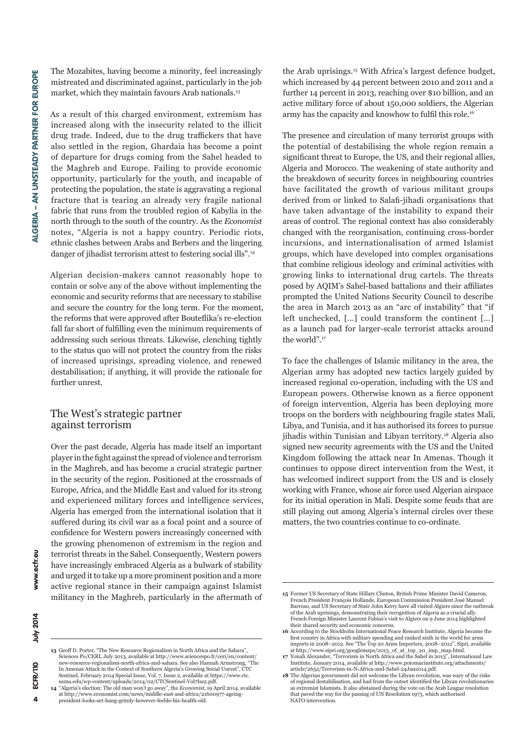The Mozabites, having become a minority, feel increasingly mistreated and discriminated against, particularly in the job market, which they maintain favours Arab nationals.[13]

As a result of this charged environment, extremism has increased along with the insecurity related to the illicit drug trade. Indeed, due to the drug traffickers that have also settled in the region, Ghardaia has become a point of departure for drugs coming from the Sahel headed to the Maghreb and Europe. Failing to provide economic opportunity, particularly for the youth, and incapable of protecting the population, the state is aggravating a regional fracture that is tearing an already very fragile national fabric that runs from the troubled region of Kabylia in the north through to the south of the country. As the *Economist* notes, "Algeria is not a happy country. Periodic riots, ethnic clashes between Arabs and Berbers and the lingering danger of jihadist terrorism attest to festering social ills".[14]

Algerian decision-makers cannot reasonably hope to contain or solve any of the above without implementing the economic and security reforms that are necessary to stabilise and secure the country for the long term. For the moment, the reforms that were approved after Bouteflika's re-election fall far short of fulfilling even the minimum requirements of addressing such serious threats. Likewise, clenching tightly to the status quo will not protect the country from the risks of increased uprisings, spreading violence, and renewed destabilisation; if anything, it will provide the rationale for further unrest.

## The West's strategic partner against terrorism

Over the past decade, Algeria has made itself an important player in the fight against the spread of violence and terrorism in the Maghreb, and has become a crucial strategic partner in the security of the region. Positioned at the crossroads of Europe, Africa, and the Middle East and valued for its strong and experienced military forces and intelligence services, Algeria has emerged from the international isolation that it suffered during its civil war as a focal point and a source of confidence for Western powers increasingly concerned with the growing phenomenon of extremism in the region and terrorist threats in the Sahel. Consequently, Western powers have increasingly embraced Algeria as a bulwark of stability and urged it to take up a more prominent position and a more active regional stance in their campaign against Islamist militancy in the Maghreb, particularly in the aftermath of the Arab uprisings.[15] With Africa's largest defence budget, which increased by 44 percent between 2010 and 2011 and a further 14 percent in 2013, reaching over \$10 billion, and an active military force of about 150,000 soldiers, the Algerian army has the capacity and knowhow to fulfil this role.[16]

The presence and circulation of many terrorist groups with the potential of destabilising the whole region remain a significant threat to Europe, the US, and their regional allies, Algeria and Morocco. The weakening of state authority and the breakdown of security forces in neighbouring countries have facilitated the growth of various militant groups derived from or linked to Salafi-jihadi organisations that have taken advantage of the instability to expand their areas of control. The regional context has also considerably changed with the reorganisation, continuing cross-border incursions, and internationalisation of armed Islamist groups, which have developed into complex organisations that combine religious ideology and criminal activities with growing links to international drug cartels. The threats posed by AQIM's Sahel-based battalions and their affiliates prompted the United Nations Security Council to describe the area in March 2013 as an "arc of instability" that "if left unchecked, [...] could transform the continent [...] as a launch pad for larger-scale terrorist attacks around the world".[17]

To face the challenges of Islamic militancy in the area, the Algerian army has adopted new tactics largely guided by increased regional co-operation, including with the US and European powers. Otherwise known as a fierce opponent of foreign intervention, Algeria has been deploying more troops on the borders with neighbouring fragile states Mali, Libya, and Tunisia, and it has authorised its forces to pursue jihadis within Tunisian and Libyan territory.[18] Algeria also signed new security agreements with the US and the United Kingdom following the attack near In Amenas. Though it continues to oppose direct intervention from the West, it has welcomed indirect support from the US and is closely working with France, whose air force used Algerian airspace for its initial operation in Mali. Despite some feuds that are still playing out among Algeria's internal circles over these matters, the two countries continue to co-ordinate.

---

13 Geoff D. Porter, "The New Resource Regionalism in North Africa and the Sahara", Sciences Po/CERI, July 2013, available at http://www.sciencespo.fr/ceri/en/content/new-resource-regionalism-north-africa-and-sahara. See also Hannah Armstrong, "The In Amenas Attack in the Context of Southern Algeria's Growing Social Unrest", CTC Sentinel, February 2014 Special Issue, Vol. 7, Issue 2, available at https://www.ctc.usma.edu/wp-content/uploads/2014/02/CTCSentinel-Vol7Iss2.pdf.

14 "Algeria's election: The old man won't go away", the *Economist*, 19 April 2014, available at http://www.economist.com/news/middle-east-and-africa/21600977-ageing-president-looks-set-hang-grimly-however-feeble-his-health-old.

15 Former US Secretary of State Hillary Clinton, British Prime Minister David Cameron, French President François Hollande, European Commission President José Manuel Barroso, and US Secretary of State John Kerry have all visited Algiers since the outbreak of the Arab uprisings, demonstrating their recognition of Algeria as a crucial ally. French Foreign Minister Laurent Fabius's visit to Algiers on 9 June 2014 highlighted their shared security and economic concerns.

16 According to the Stockholm International Peace Research Institute, Algeria became the first country in Africa with military spending and ranked sixth in the world for arms imports in 2008–2012. See "The Top 20 Arms Importers, 2008–2012", Sipri, available at http://www.sipri.org/googlemaps/2013_of_at_top_20_imp_map.html.

17 Yonah Alexander, "Terrorism in North Africa and the Sahel in 2013", International Law Institute, January 2014, available at http://www.potomacinstitute.org/attachments/article/2652/Terrorism-in-N-Africa-and-Sahel-24Jan2014.pdf.

18 The Algerian government did not welcome the Libyan revolution, was wary of the risks of regional destabilisation, and had from the outset identified the Libyan revolutionaries as extremist Islamists. It also abstained during the vote on the Arab League resolution that paved the way for the passing of UN Resolution 1973, which authorised NATO intervention.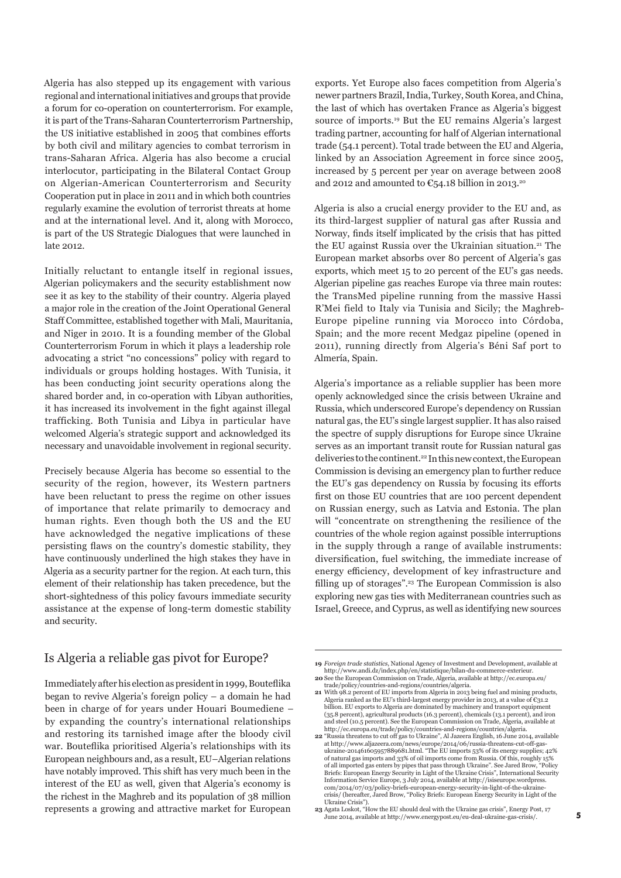Algeria has also stepped up its engagement with various regional and international initiatives and groups that provide a forum for co-operation on counterterrorism. For example, it is part of the Trans-Saharan Counterterrorism Partnership, the US initiative established in 2005 that combines efforts by both civil and military agencies to combat terrorism in trans-Saharan Africa. Algeria has also become a crucial interlocutor, participating in the Bilateral Contact Group on Algerian-American Counterterrorism and Security Cooperation put in place in 2011 and in which both countries regularly examine the evolution of terrorist threats at home and at the international level. And it, along with Morocco, is part of the US Strategic Dialogues that were launched in late 2012.

Initially reluctant to entangle itself in regional issues, Algerian policymakers and the security establishment now see it as key to the stability of their country. Algeria played a major role in the creation of the Joint Operational General Staff Committee, established together with Mali, Mauritania, and Niger in 2010. It is a founding member of the Global Counterterrorism Forum in which it plays a leadership role advocating a strict "no concessions" policy with regard to individuals or groups holding hostages. With Tunisia, it has been conducting joint security operations along the shared border and, in co-operation with Libyan authorities, it has increased its involvement in the fight against illegal trafficking. Both Tunisia and Libya in particular have welcomed Algeria's strategic support and acknowledged its necessary and unavoidable involvement in regional security.

Precisely because Algeria has become so essential to the security of the region, however, its Western partners have been reluctant to press the regime on other issues of importance that relate primarily to democracy and human rights. Even though both the US and the EU have acknowledged the negative implications of these persisting flaws on the country's domestic stability, they have continuously underlined the high stakes they have in Algeria as a security partner for the region. At each turn, this element of their relationship has taken precedence, but the short-sightedness of this policy favours immediate security assistance at the expense of long-term domestic stability and security.

## Is Algeria a reliable gas pivot for Europe?

Immediately after his election as president in 1999, Bouteflika began to revive Algeria's foreign policy – a domain he had been in charge of for years under Houari Boumediene – by expanding the country's international relationships and restoring its tarnished image after the bloody civil war. Bouteflika prioritised Algeria's relationships with its European neighbours and, as a result, EU–Algerian relations have notably improved. This shift has very much been in the interest of the EU as well, given that Algeria's economy is the richest in the Maghreb and its population of 38 million represents a growing and attractive market for European exports. Yet Europe also faces competition from Algeria's newer partners Brazil, India, Turkey, South Korea, and China, the last of which has overtaken France as Algeria's biggest source of imports.[19] But the EU remains Algeria's largest trading partner, accounting for half of Algerian international trade (54.1 percent). Total trade between the EU and Algeria, linked by an Association Agreement in force since 2005, increased by 5 percent per year on average between 2008 and 2012 and amounted to €54.18 billion in 2013.[20]

Algeria is also a crucial energy provider to the EU and, as its third-largest supplier of natural gas after Russia and Norway, finds itself implicated by the crisis that has pitted the EU against Russia over the Ukrainian situation.[21] The European market absorbs over 80 percent of Algeria's gas exports, which meet 15 to 20 percent of the EU's gas needs. Algerian pipeline gas reaches Europe via three main routes: the TransMed pipeline running from the massive Hassi R'Mei field to Italy via Tunisia and Sicily; the Maghreb-Europe pipeline running via Morocco into Córdoba, Spain; and the more recent Medgaz pipeline (opened in 2011), running directly from Algeria's Béni Saf port to Almería, Spain.

Algeria's importance as a reliable supplier has been more openly acknowledged since the crisis between Ukraine and Russia, which underscored Europe's dependency on Russian natural gas, the EU's single largest supplier. It has also raised the spectre of supply disruptions for Europe since Ukraine serves as an important transit route for Russian natural gas deliveries to the continent.[22] In this new context, the European Commission is devising an emergency plan to further reduce the EU's gas dependency on Russia by focusing its efforts first on those EU countries that are 100 percent dependent on Russian energy, such as Latvia and Estonia. The plan will "concentrate on strengthening the resilience of the countries of the whole region against possible interruptions in the supply through a range of available instruments: diversification, fuel switching, the immediate increase of energy efficiency, development of key infrastructure and filling up of storages".[23] The European Commission is also exploring new gas ties with Mediterranean countries such as Israel, Greece, and Cyprus, as well as identifying new sources

---

**19** *Foreign trade statistics*, National Agency of Investment and Development, available at http://www.andi.dz/index.php/en/statistique/bilan-du-commerce-exterieur.

**20** See the European Commission on Trade, Algeria, available at http://ec.europa.eu/trade/policy/countries-and-regions/countries/algeria.

**21** With 98.2 percent of EU imports from Algeria in 2013 being fuel and mining products, Algeria ranked as the EU's third-largest energy provider in 2013, at a value of €31.2 billion. EU exports to Algeria are dominated by machinery and transport equipment (35.8 percent), agricultural products (16.3 percent), chemicals (13.1 percent), and iron and steel (10.5 percent). See the European Commission on Trade, Algeria, available at http://ec.europa.eu/trade/policy/countries-and-regions/countries/algeria.

**22** "Russia threatens to cut off gas to Ukraine", Al Jazeera English, 16 June 2014, available at http://www.aljazeera.com/news/europe/2014/06/russia-threatens-cut-off-gas-ukraine-201461605957889681.html. "The EU imports 53% of its energy supplies; 42% of natural gas imports and 33% of oil imports come from Russia. Of this, roughly 15% of all imported gas enters by pipes that pass through Ukraine". See Jared Brow, "Policy Briefs: European Energy Security in Light of the Ukraine Crisis", International Security Information Service Europe, 3 July 2014, available at http://isiseurope.wordpress.com/2014/07/03/policy-briefs-european-energy-security-in-light-of-the-ukraine-crisis/ (hereafter, Jared Brow, "Policy Briefs: European Energy Security in Light of the Ukraine Crisis").

**23** Agata Loskot, "How the EU should deal with the Ukraine gas crisis", Energy Post, 17 June 2014, available at http://www.energypost.eu/eu-deal-ukraine-gas-crisis/.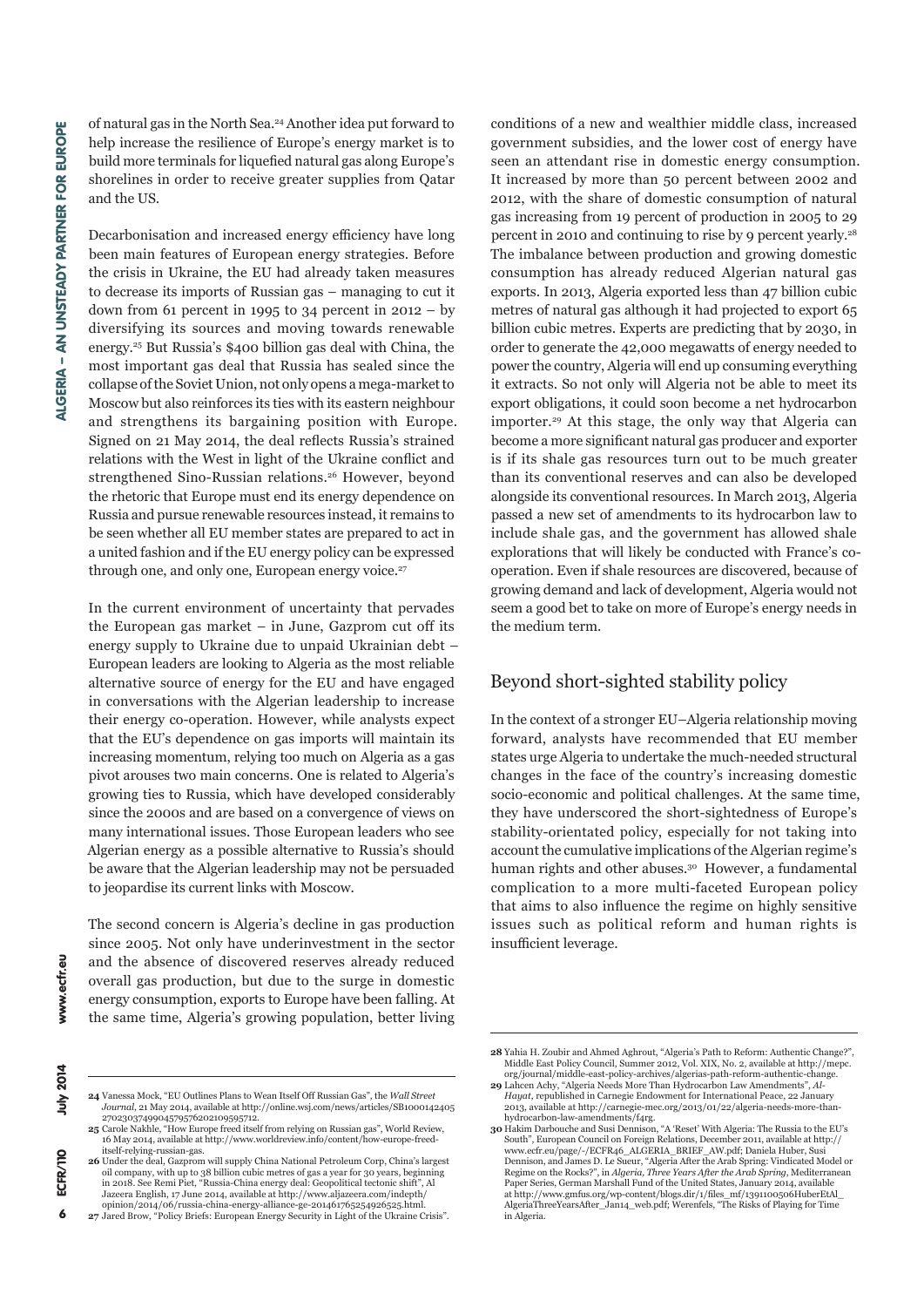of natural gas in the North Sea.[24] Another idea put forward to help increase the resilience of Europe's energy market is to build more terminals for liquefied natural gas along Europe's shorelines in order to receive greater supplies from Qatar and the US.

Decarbonisation and increased energy efficiency have long been main features of European energy strategies. Before the crisis in Ukraine, the EU had already taken measures to decrease its imports of Russian gas – managing to cut it down from 61 percent in 1995 to 34 percent in 2012 – by diversifying its sources and moving towards renewable energy.[25] But Russia's $400 billion gas deal with China, the most important gas deal that Russia has sealed since the collapse of the Soviet Union, not only opens a mega-market to Moscow but also reinforces its ties with its eastern neighbour and strengthens its bargaining position with Europe. Signed on 21 May 2014, the deal reflects Russia's strained relations with the West in light of the Ukraine conflict and strengthened Sino-Russian relations.[26] However, beyond the rhetoric that Europe must end its energy dependence on Russia and pursue renewable resources instead, it remains to be seen whether all EU member states are prepared to act in a united fashion and if the EU energy policy can be expressed through one, and only one, European energy voice.[27]

In the current environment of uncertainty that pervades the European gas market – in June, Gazprom cut off its energy supply to Ukraine due to unpaid Ukrainian debt – European leaders are looking to Algeria as the most reliable alternative source of energy for the EU and have engaged in conversations with the Algerian leadership to increase their energy co-operation. However, while analysts expect that the EU's dependence on gas imports will maintain its increasing momentum, relying too much on Algeria as a gas pivot arouses two main concerns. One is related to Algeria's growing ties to Russia, which have developed considerably since the 2000s and are based on a convergence of views on many international issues. Those European leaders who see Algerian energy as a possible alternative to Russia's should be aware that the Algerian leadership may not be persuaded to jeopardise its current links with Moscow.

The second concern is Algeria's decline in gas production since 2005. Not only have underinvestment in the sector and the absence of discovered reserves already reduced overall gas production, but due to the surge in domestic energy consumption, exports to Europe have been falling. At the same time, Algeria's growing population, better living conditions of a new and wealthier middle class, increased government subsidies, and the lower cost of energy have seen an attendant rise in domestic energy consumption. It increased by more than 50 percent between 2002 and 2012, with the share of domestic consumption of natural gas increasing from 19 percent of production in 2005 to 29 percent in 2010 and continuing to rise by 9 percent yearly.[28] The imbalance between production and growing domestic consumption has already reduced Algerian natural gas exports. In 2013, Algeria exported less than 47 billion cubic metres of natural gas although it had projected to export 65 billion cubic metres. Experts are predicting that by 2030, in order to generate the 42,000 megawatts of energy needed to power the country, Algeria will end up consuming everything it extracts. So not only will Algeria not be able to meet its export obligations, it could soon become a net hydrocarbon importer.[29] At this stage, the only way that Algeria can become a more significant natural gas producer and exporter is if its shale gas resources turn out to be much greater than its conventional reserves and can also be developed alongside its conventional resources. In March 2013, Algeria passed a new set of amendments to its hydrocarbon law to include shale gas, and the government has allowed shale explorations that will likely be conducted with France's co-operation. Even if shale resources are discovered, because of growing demand and lack of development, Algeria would not seem a good bet to take on more of Europe's energy needs in the medium term.

## Beyond short-sighted stability policy

In the context of a stronger EU–Algeria relationship moving forward, analysts have recommended that EU member states urge Algeria to undertake the much-needed structural changes in the face of the country's increasing domestic socio-economic and political challenges. At the same time, they have underscored the short-sightedness of Europe's stability-orientated policy, especially for not taking into account the cumulative implications of the Algerian regime's human rights and other abuses.[30] However, a fundamental complication to a more multi-faceted European policy that aims to also influence the regime on highly sensitive issues such as political reform and human rights is insufficient leverage.

---

**24** Vanessa Mock, "EU Outlines Plans to Wean Itself Off Russian Gas", the *Wall Street Journal*, 21 May 2014, available at http://online.wsj.com/news/articles/SB10001424052702303749904579576202109595712.

**25** Carole Nakhle, "How Europe freed itself from relying on Russian gas", World Review, 16 May 2014, available at http://www.worldreview.info/content/how-europe-freed-itself-relying-russian-gas.

**26** Under the deal, Gazprom will supply China National Petroleum Corp, China's largest oil company, with up to 38 billion cubic metres of gas a year for 30 years, beginning in 2018. See Remi Piet, "Russia-China energy deal: Geopolitical tectonic shift", Al Jazeera English, 17 June 2014, available at http://www.aljazeera.com/indepth/opinion/2014/06/russia-china-energy-alliance-ge-201461765254926525.html.

**27** Jared Brow, "Policy Briefs: European Energy Security in Light of the Ukraine Crisis".

**28** Yahia H. Zoubir and Ahmed Aghrout, "Algeria's Path to Reform: Authentic Change?", Middle East Policy Council, Summer 2012, Vol. XIX, No. 2, available at http://mepc.org/journal/middle-east-policy-archives/algerias-path-reform-authentic-change.

**29** Lahcen Achy, "Algeria Needs More Than Hydrocarbon Law Amendments", *Al-Hayat*, republished in Carnegie Endowment for International Peace, 22 January 2013, available at http://carnegie-mec.org/2013/01/22/algeria-needs-more-than-hydrocarbon-law-amendments/f4rg.

**30** Hakim Darbouche and Susi Dennison, "A 'Reset' With Algeria: The Russia to the EU's South", European Council on Foreign Relations, December 2011, available at http://www.ecfr.eu/page/-/ECFR46_ALGERIA_BRIEF_AW.pdf; Daniela Huber, Susi Dennison, and James D. Le Sueur, "Algeria After the Arab Spring: Vindicated Model or Regime on the Rocks?", in *Algeria, Three Years After the Arab Spring*, Mediterranean Paper Series, German Marshall Fund of the United States, January 2014, available at http://www.gmfus.org/wp-content/blogs.dir/1/files_mf/1391100506HuberEtAl_AlgeriaThreeYearsAfter_Jan14_web.pdf; Werenfels, "The Risks of Playing for Time in Algeria.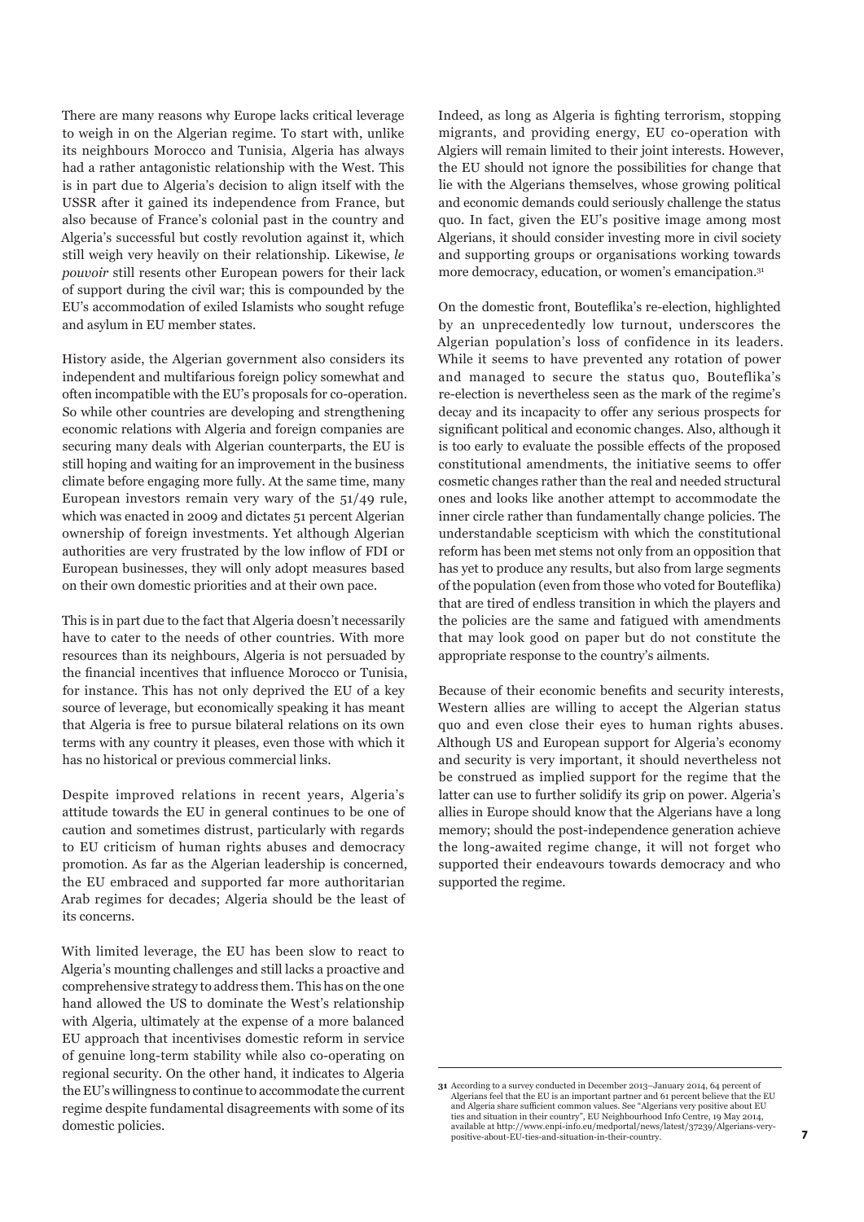There are many reasons why Europe lacks critical leverage to weigh in on the Algerian regime. To start with, unlike its neighbours Morocco and Tunisia, Algeria has always had a rather antagonistic relationship with the West. This is in part due to Algeria's decision to align itself with the USSR after it gained its independence from France, but also because of France's colonial past in the country and Algeria's successful but costly revolution against it, which still weigh very heavily on their relationship. Likewise, *le pouvoir* still resents other European powers for their lack of support during the civil war; this is compounded by the EU's accommodation of exiled Islamists who sought refuge and asylum in EU member states.

History aside, the Algerian government also considers its independent and multifarious foreign policy somewhat and often incompatible with the EU's proposals for co-operation. So while other countries are developing and strengthening economic relations with Algeria and foreign companies are securing many deals with Algerian counterparts, the EU is still hoping and waiting for an improvement in the business climate before engaging more fully. At the same time, many European investors remain very wary of the 51/49 rule, which was enacted in 2009 and dictates 51 percent Algerian ownership of foreign investments. Yet although Algerian authorities are very frustrated by the low inflow of FDI or European businesses, they will only adopt measures based on their own domestic priorities and at their own pace.

This is in part due to the fact that Algeria doesn't necessarily have to cater to the needs of other countries. With more resources than its neighbours, Algeria is not persuaded by the financial incentives that influence Morocco or Tunisia, for instance. This has not only deprived the EU of a key source of leverage, but economically speaking it has meant that Algeria is free to pursue bilateral relations on its own terms with any country it pleases, even those with which it has no historical or previous commercial links.

Despite improved relations in recent years, Algeria's attitude towards the EU in general continues to be one of caution and sometimes distrust, particularly with regards to EU criticism of human rights abuses and democracy promotion. As far as the Algerian leadership is concerned, the EU embraced and supported far more authoritarian Arab regimes for decades; Algeria should be the least of its concerns.

With limited leverage, the EU has been slow to react to Algeria's mounting challenges and still lacks a proactive and comprehensive strategy to address them. This has on the one hand allowed the US to dominate the West's relationship with Algeria, ultimately at the expense of a more balanced EU approach that incentivises domestic reform in service of genuine long-term stability while also co-operating on regional security. On the other hand, it indicates to Algeria the EU's willingness to continue to accommodate the current regime despite fundamental disagreements with some of its domestic policies.

Indeed, as long as Algeria is fighting terrorism, stopping migrants, and providing energy, EU co-operation with Algiers will remain limited to their joint interests. However, the EU should not ignore the possibilities for change that lie with the Algerians themselves, whose growing political and economic demands could seriously challenge the status quo. In fact, given the EU's positive image among most Algerians, it should consider investing more in civil society and supporting groups or organisations working towards more democracy, education, or women's emancipation.[31]

On the domestic front, Bouteflika's re-election, highlighted by an unprecedentedly low turnout, underscores the Algerian population's loss of confidence in its leaders. While it seems to have prevented any rotation of power and managed to secure the status quo, Bouteflika's re-election is nevertheless seen as the mark of the regime's decay and its incapacity to offer any serious prospects for significant political and economic changes. Also, although it is too early to evaluate the possible effects of the proposed constitutional amendments, the initiative seems to offer cosmetic changes rather than the real and needed structural ones and looks like another attempt to accommodate the inner circle rather than fundamentally change policies. The understandable scepticism with which the constitutional reform has been met stems not only from an opposition that has yet to produce any results, but also from large segments of the population (even from those who voted for Bouteflika) that are tired of endless transition in which the players and the policies are the same and fatigued with amendments that may look good on paper but do not constitute the appropriate response to the country's ailments.

Because of their economic benefits and security interests, Western allies are willing to accept the Algerian status quo and even close their eyes to human rights abuses. Although US and European support for Algeria's economy and security is very important, it should nevertheless not be construed as implied support for the regime that the latter can use to further solidify its grip on power. Algeria's allies in Europe should know that the Algerians have a long memory; should the post-independence generation achieve the long-awaited regime change, it will not forget who supported their endeavours towards democracy and who supported the regime.

---

**31** According to a survey conducted in December 2013–January 2014, 64 percent of Algerians feel that the EU is an important partner and 61 percent believe that the EU and Algeria share sufficient common values. See "Algerians very positive about EU ties and situation in their country", EU Neighbourhood Info Centre, 19 May 2014, available at http://www.enpi-info.eu/medportal/news/latest/37239/Algerians-very-positive-about-EU-ties-and-situation-in-their-country.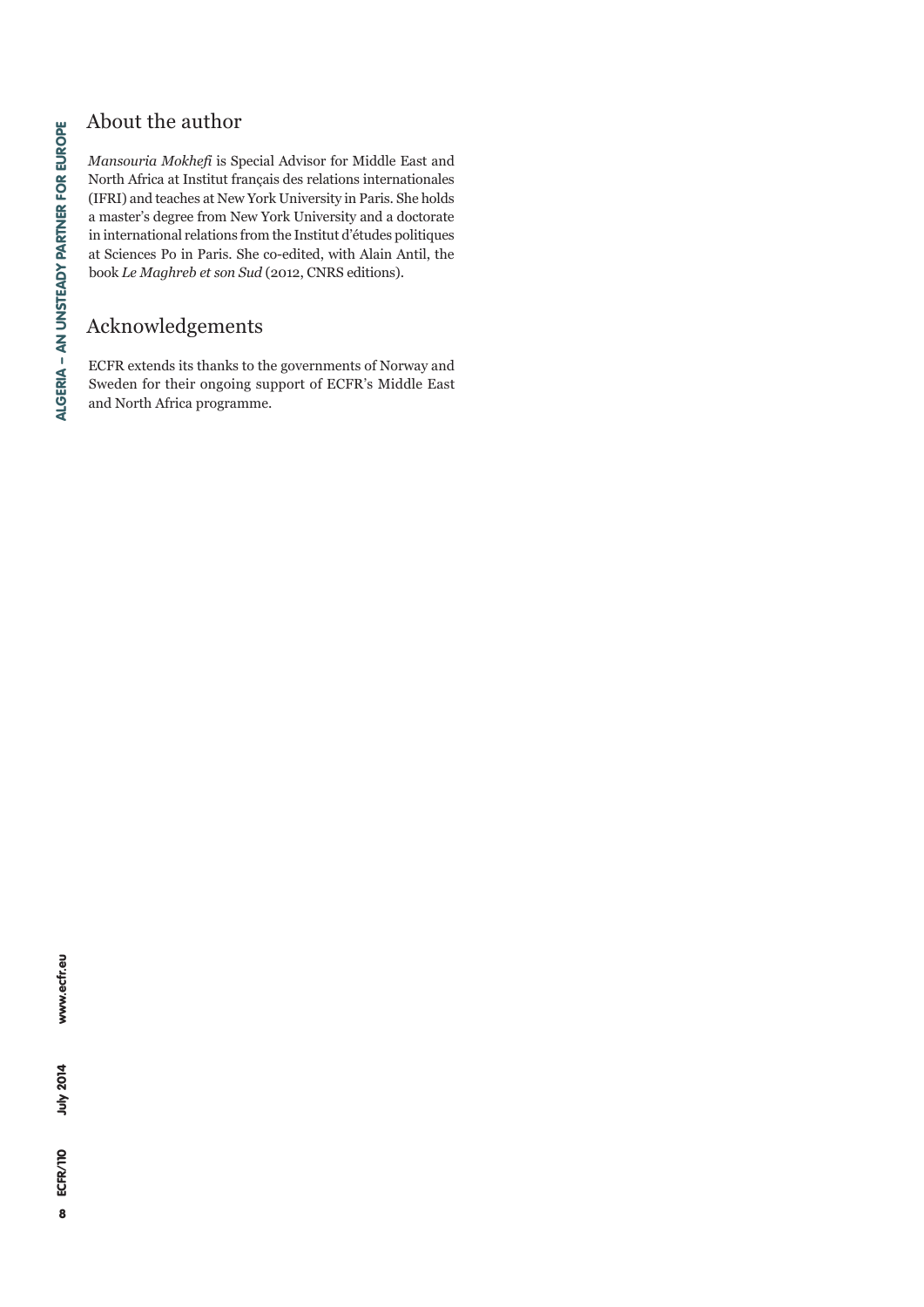## About the author

*Mansouria Mokhefi* is Special Advisor for Middle East and North Africa at Institut français des relations internationales (IFRI) and teaches at New York University in Paris. She holds a master's degree from New York University and a doctorate in international relations from the Institut d'études politiques at Sciences Po in Paris. She co-edited, with Alain Antil, the book *Le Maghreb et son Sud* (2012, CNRS editions).

## Acknowledgements

ECFR extends its thanks to the governments of Norway and Sweden for their ongoing support of ECFR's Middle East and North Africa programme.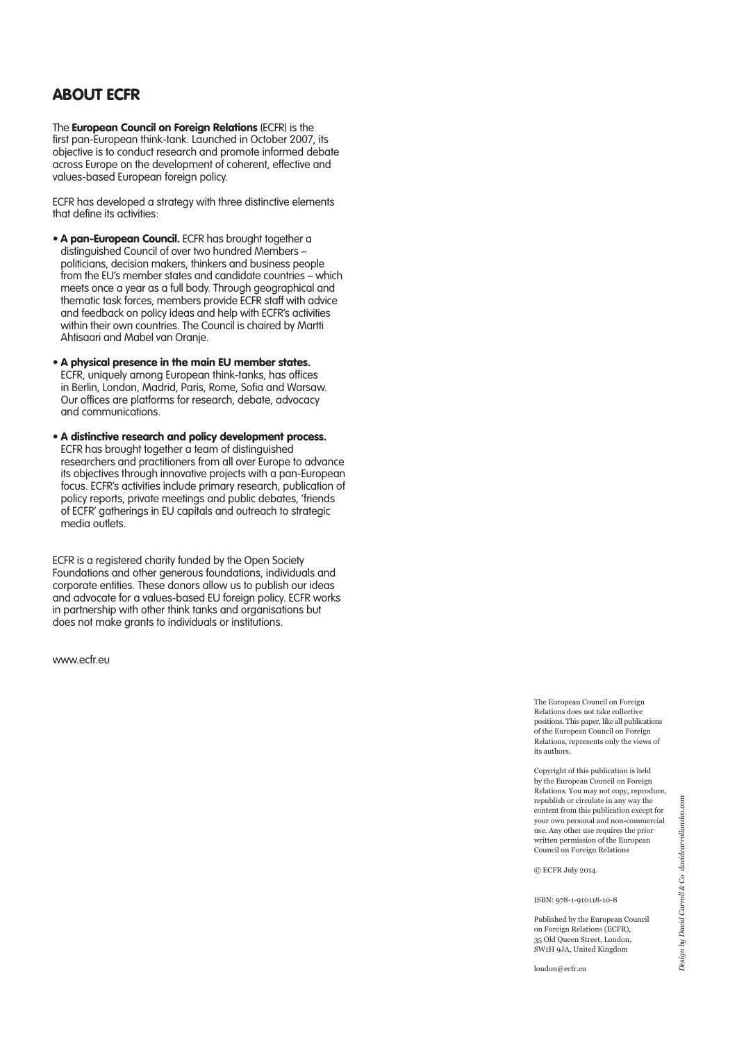## ABOUT ECFR

The **European Council on Foreign Relations** (ECFR) is the first pan-European think-tank. Launched in October 2007, its objective is to conduct research and promote informed debate across Europe on the development of coherent, effective and values-based European foreign policy.

ECFR has developed a strategy with three distinctive elements that define its activities:

- **A pan-European Council.** ECFR has brought together a distinguished Council of over two hundred Members – politicians, decision makers, thinkers and business people from the EU's member states and candidate countries – which meets once a year as a full body. Through geographical and thematic task forces, members provide ECFR staff with advice and feedback on policy ideas and help with ECFR's activities within their own countries. The Council is chaired by Martti Ahtisaari and Mabel van Oranje.

- **A physical presence in the main EU member states.** ECFR, uniquely among European think-tanks, has offices in Berlin, London, Madrid, Paris, Rome, Sofia and Warsaw. Our offices are platforms for research, debate, advocacy and communications.

- **A distinctive research and policy development process.** ECFR has brought together a team of distinguished researchers and practitioners from all over Europe to advance its objectives through innovative projects with a pan-European focus. ECFR's activities include primary research, publication of policy reports, private meetings and public debates, 'friends of ECFR' gatherings in EU capitals and outreach to strategic media outlets.

ECFR is a registered charity funded by the Open Society Foundations and other generous foundations, individuals and corporate entities. These donors allow us to publish our ideas and advocate for a values-based EU foreign policy. ECFR works in partnership with other think tanks and organisations but does not make grants to individuals or institutions.

www.ecfr.eu

The European Council on Foreign Relations does not take collective positions. This paper, like all publications of the European Council on Foreign Relations, represents only the views of its authors.

Copyright of this publication is held by the European Council on Foreign Relations. You may not copy, reproduce, republish or circulate in any way the content from this publication except for your own personal and non-commercial use. Any other use requires the prior written permission of the European Council on Foreign Relations

© ECFR July 2014.

ISBN: 978-1-910118-10-8

Published by the European Council on Foreign Relations (ECFR), 35 Old Queen Street, London, SW1H 9JA, United Kingdom

london@ecfr.eu

*Design by David Carroll & Co davidcarrollandco.com*